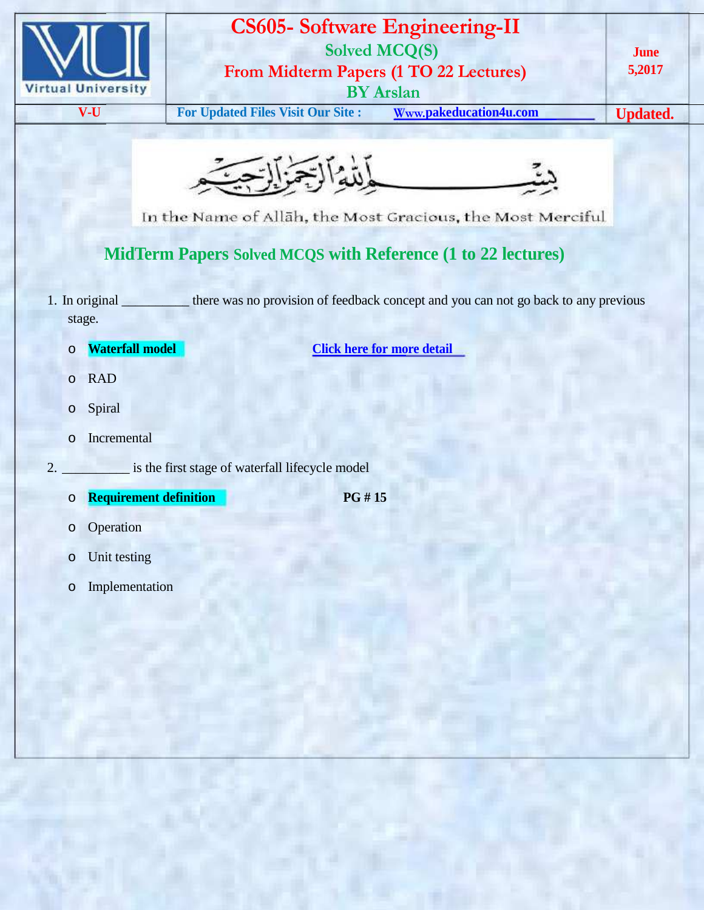# CS605- Software Engineering-II

**Solved MCQ(S)**

**From Midterm Papers (1 TO 22 Lectures)**

**BY Arslan**

**June 5,2017**

**V-U** | **For Updated Files Visit Our Site : Www.pakeducation4u.com** | **Updated.**

In the Name of Allāh, the Most Gracious, the Most Merciful

## MidTerm Papers Solved MCQS with Reference (1 to 22 lectures)

1. In original __________ there was no provision of feedback concept and you can not go back to any previous stage.

   - **Waterfall model** Click here for more detail
   - RAD
   - Spiral
   - Incremental

2. __________ is the first stage of waterfall lifecycle model

   - **Requirement definition** **PG # 15**
   - Operation
   - Unit testing
   - Implementation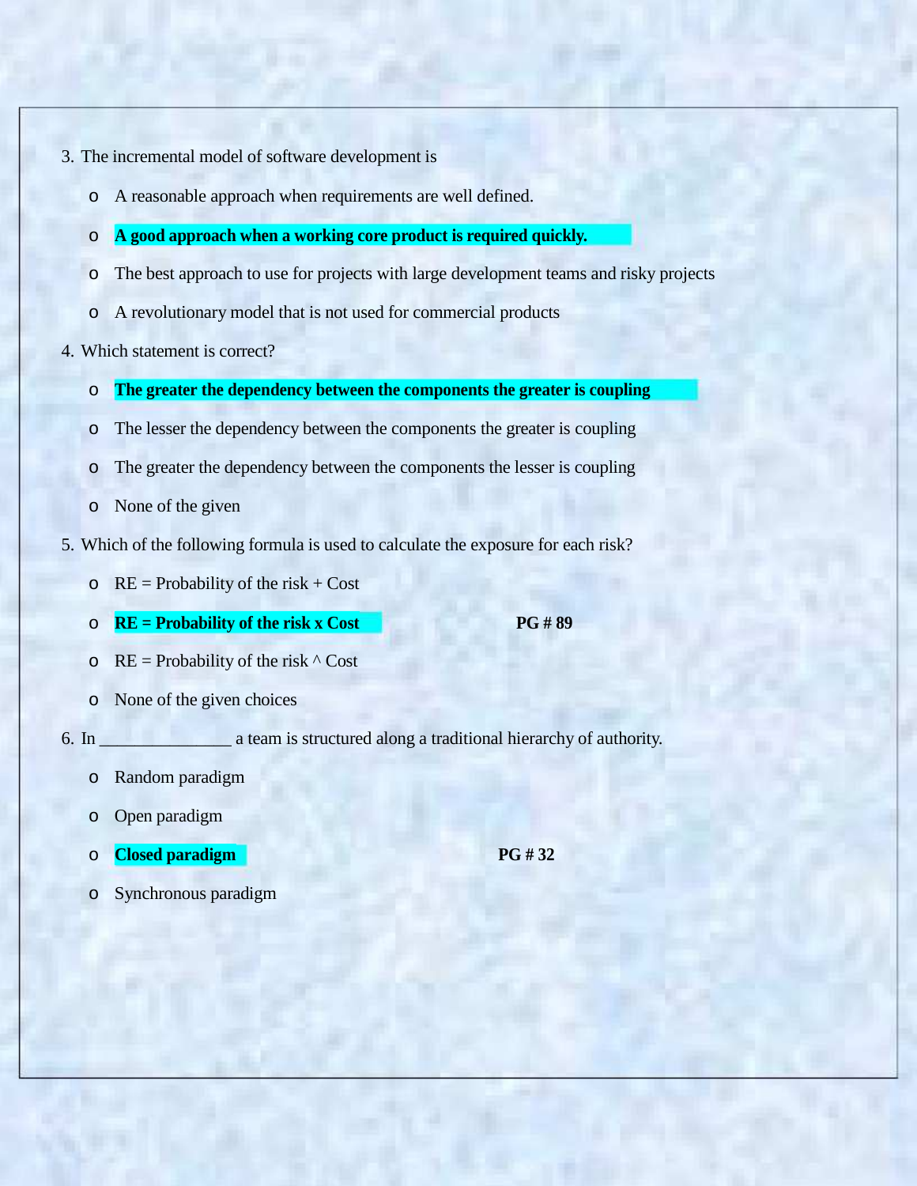3. The incremental model of software development is

   - A reasonable approach when requirements are well defined.
   - **A good approach when a working core product is required quickly.**
   - The best approach to use for projects with large development teams and risky projects
   - A revolutionary model that is not used for commercial products

4. Which statement is correct?

   - **The greater the dependency between the components the greater is coupling**
   - The lesser the dependency between the components the greater is coupling
   - The greater the dependency between the components the lesser is coupling
   - None of the given

5. Which of the following formula is used to calculate the exposure for each risk?

   - RE = Probability of the risk + Cost
   - **RE = Probability of the risk x Cost** **PG # 89**
   - RE = Probability of the risk ^ Cost
   - None of the given choices

6. In _______________ a team is structured along a traditional hierarchy of authority.

   - Random paradigm
   - Open paradigm
   - **Closed paradigm** **PG # 32**
   - Synchronous paradigm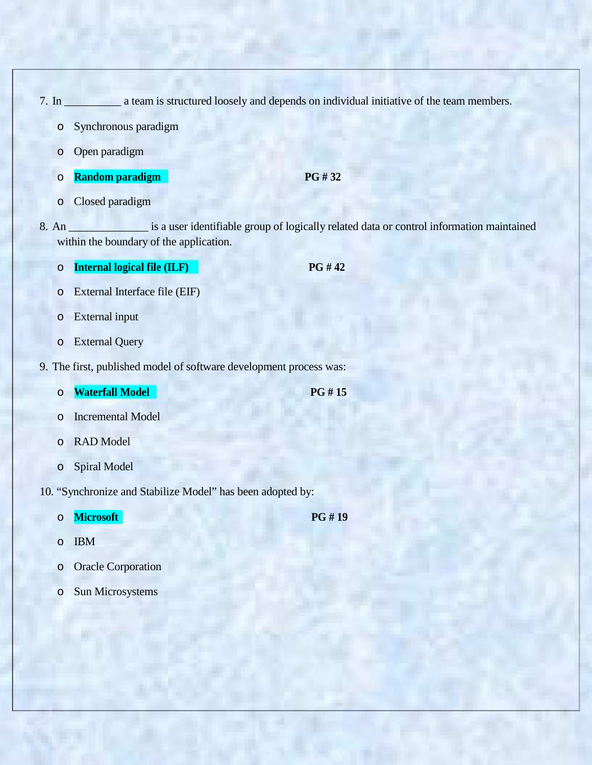7. In __________ a team is structured loosely and depends on individual initiative of the team members.

   - Synchronous paradigm
   - Open paradigm
   - **Random paradigm** **PG # 32**
   - Closed paradigm

8. An ______________ is a user identifiable group of logically related data or control information maintained within the boundary of the application.

   - **Internal logical file (ILF)** **PG # 42**
   - External Interface file (EIF)
   - External input
   - External Query

9. The first, published model of software development process was:

   - **Waterfall Model** **PG # 15**
   - Incremental Model
   - RAD Model
   - Spiral Model

10. "Synchronize and Stabilize Model" has been adopted by:

    - **Microsoft** **PG # 19**
    - IBM
    - Oracle Corporation
    - Sun Microsystems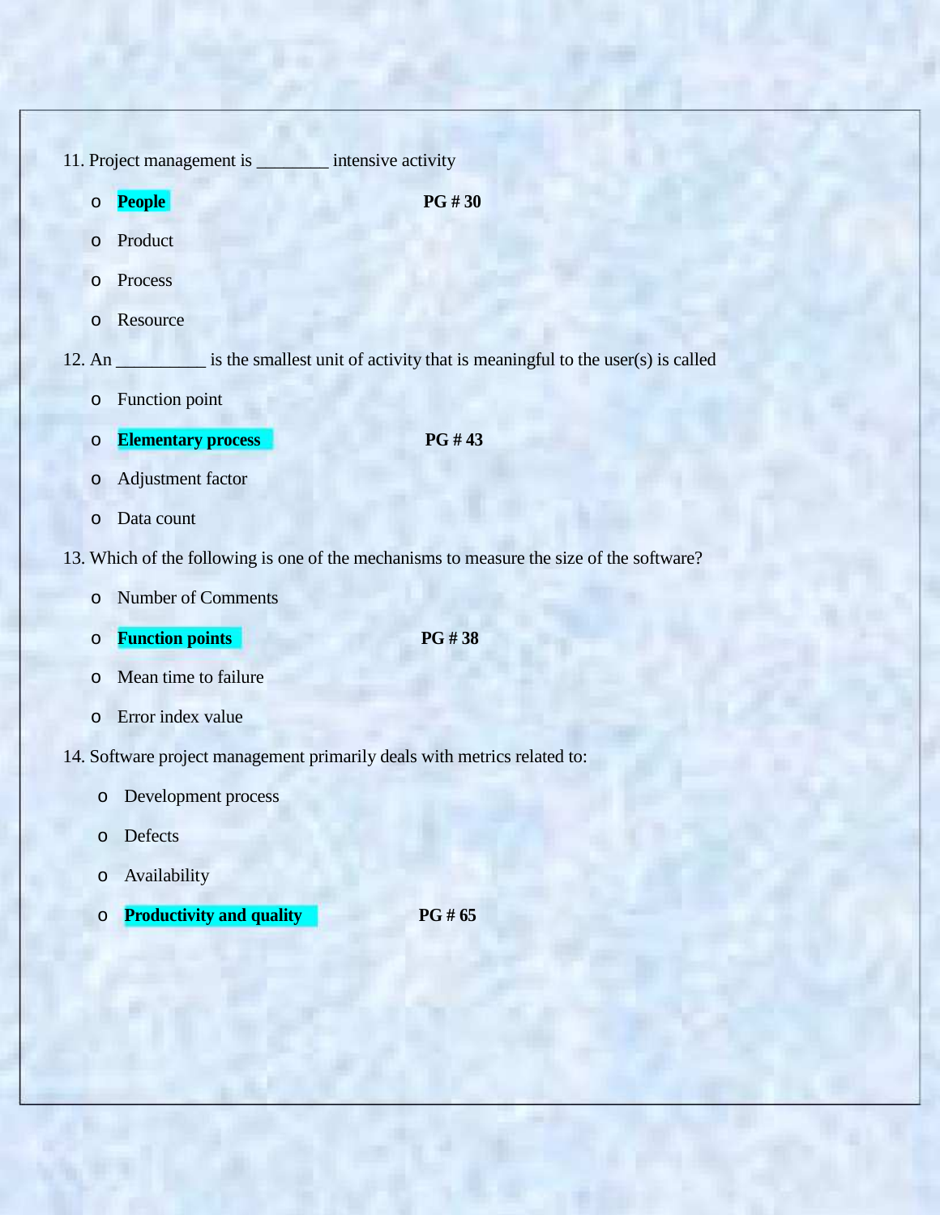11. Project management is ________ intensive activity

- **People** **PG # 30**
- Product
- Process
- Resource

12. An __________ is the smallest unit of activity that is meaningful to the user(s) is called

- Function point
- **Elementary process** **PG # 43**
- Adjustment factor
- Data count

13. Which of the following is one of the mechanisms to measure the size of the software?

- Number of Comments
- **Function points** **PG # 38**
- Mean time to failure
- Error index value

14. Software project management primarily deals with metrics related to:

- Development process
- Defects
- Availability
- **Productivity and quality** **PG # 65**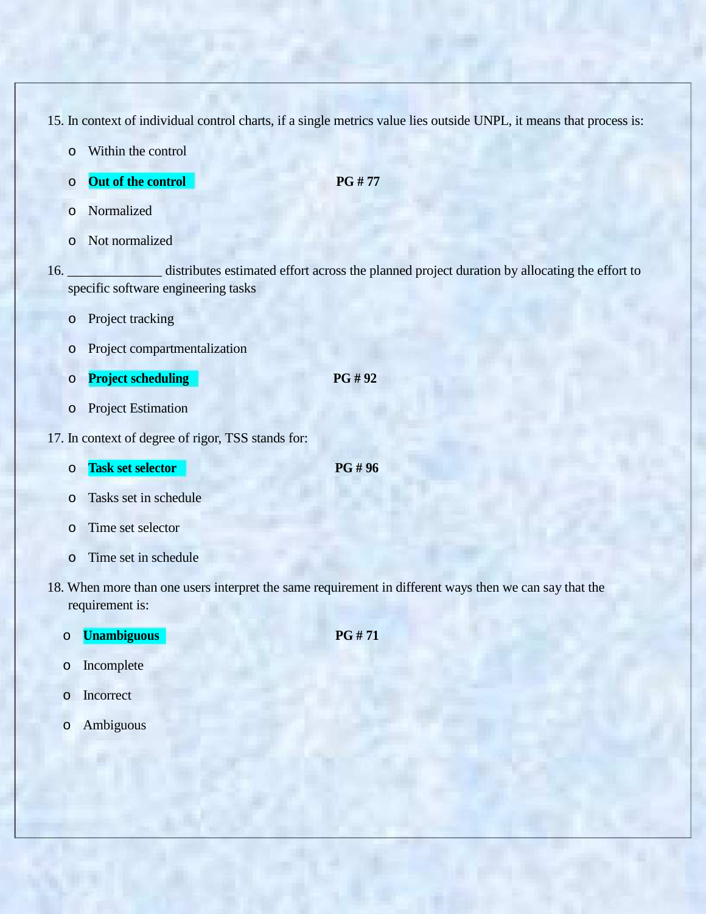15. In context of individual control charts, if a single metrics value lies outside UNPL, it means that process is:

    - Within the control
    - **Out of the control** **PG # 77**
    - Normalized
    - Not normalized

16. ______________ distributes estimated effort across the planned project duration by allocating the effort to specific software engineering tasks

    - Project tracking
    - Project compartmentalization
    - **Project scheduling** **PG # 92**
    - Project Estimation

17. In context of degree of rigor, TSS stands for:

    - **Task set selector** **PG # 96**
    - Tasks set in schedule
    - Time set selector
    - Time set in schedule

18. When more than one users interpret the same requirement in different ways then we can say that the requirement is:

    - **Unambiguous** **PG # 71**
    - Incomplete
    - Incorrect
    - Ambiguous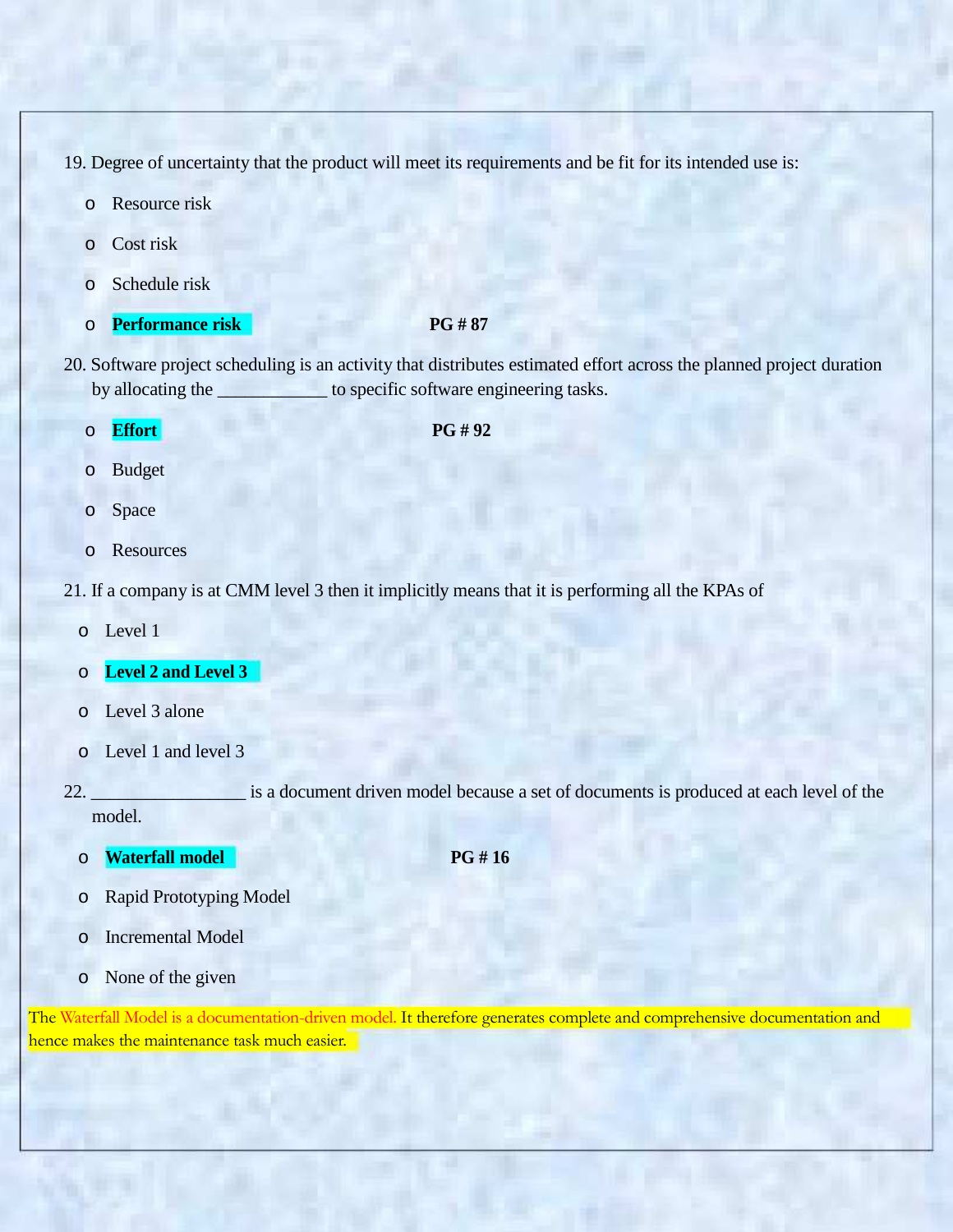19. Degree of uncertainty that the product will meet its requirements and be fit for its intended use is:

- Resource risk
- Cost risk
- Schedule risk
- **Performance risk** **PG # 87**

20. Software project scheduling is an activity that distributes estimated effort across the planned project duration by allocating the ____________ to specific software engineering tasks.

- **Effort** **PG # 92**
- Budget
- Space
- Resources

21. If a company is at CMM level 3 then it implicitly means that it is performing all the KPAs of

- Level 1
- **Level 2 and Level 3**
- Level 3 alone
- Level 1 and level 3

22. ________________ is a document driven model because a set of documents is produced at each level of the model.

- **Waterfall model** **PG # 16**
- Rapid Prototyping Model
- Incremental Model
- None of the given

The Waterfall Model is a documentation-driven model. It therefore generates complete and comprehensive documentation and hence makes the maintenance task much easier.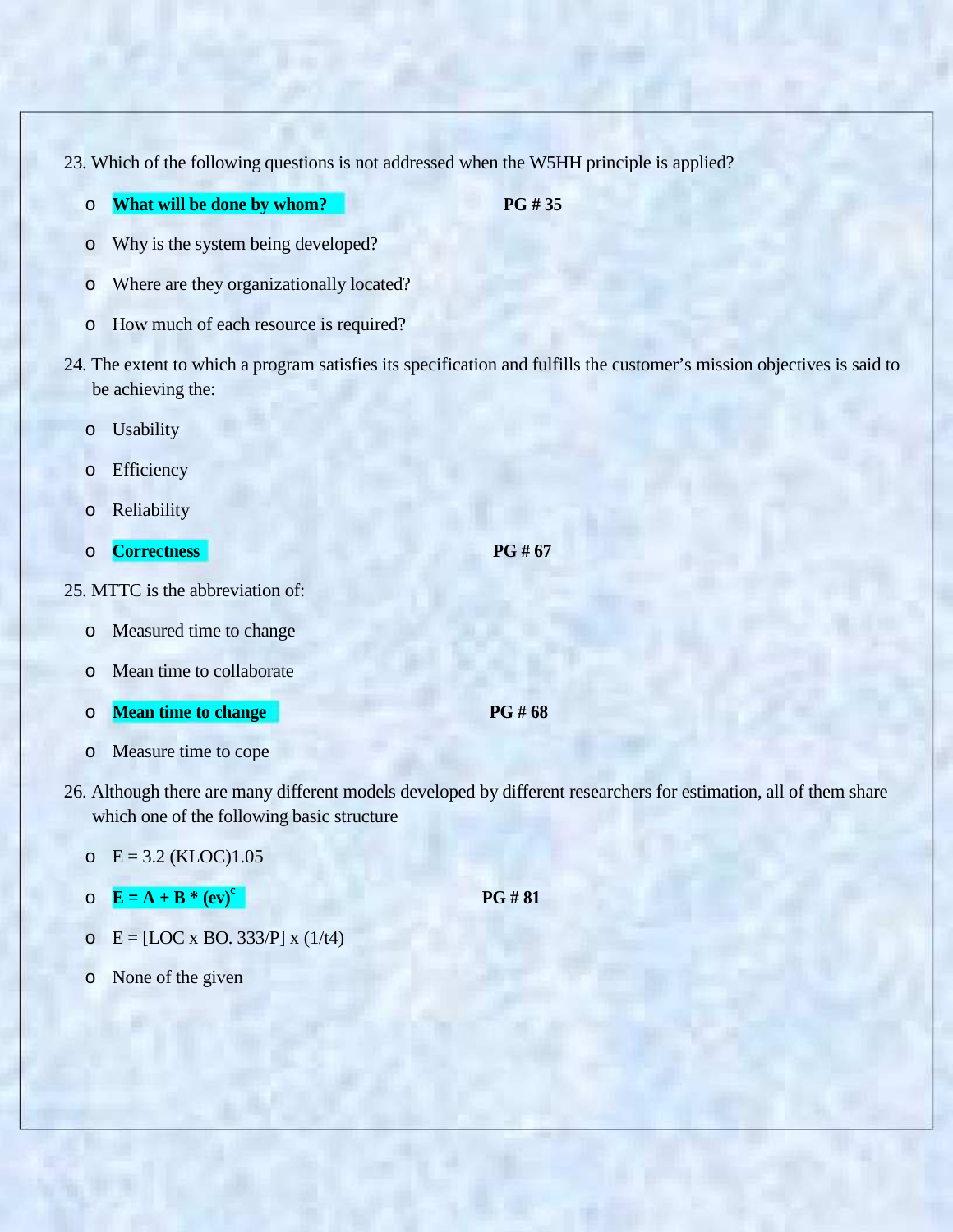23. Which of the following questions is not addressed when the W5HH principle is applied?

- **What will be done by whom?** **PG # 35**
- Why is the system being developed?
- Where are they organizationally located?
- How much of each resource is required?

24. The extent to which a program satisfies its specification and fulfills the customer's mission objectives is said to be achieving the:

- Usability
- Efficiency
- Reliability
- **Correctness** **PG # 67**

25. MTTC is the abbreviation of:

- Measured time to change
- Mean time to collaborate
- **Mean time to change** **PG # 68**
- Measure time to cope

26. Although there are many different models developed by different researchers for estimation, all of them share which one of the following basic structure

- E = 3.2 (KLOC)1.05
- **$E = A + B * (ev)^c$** **PG # 81**
- E = [LOC x BO. 333/P] x (1/t4)
- None of the given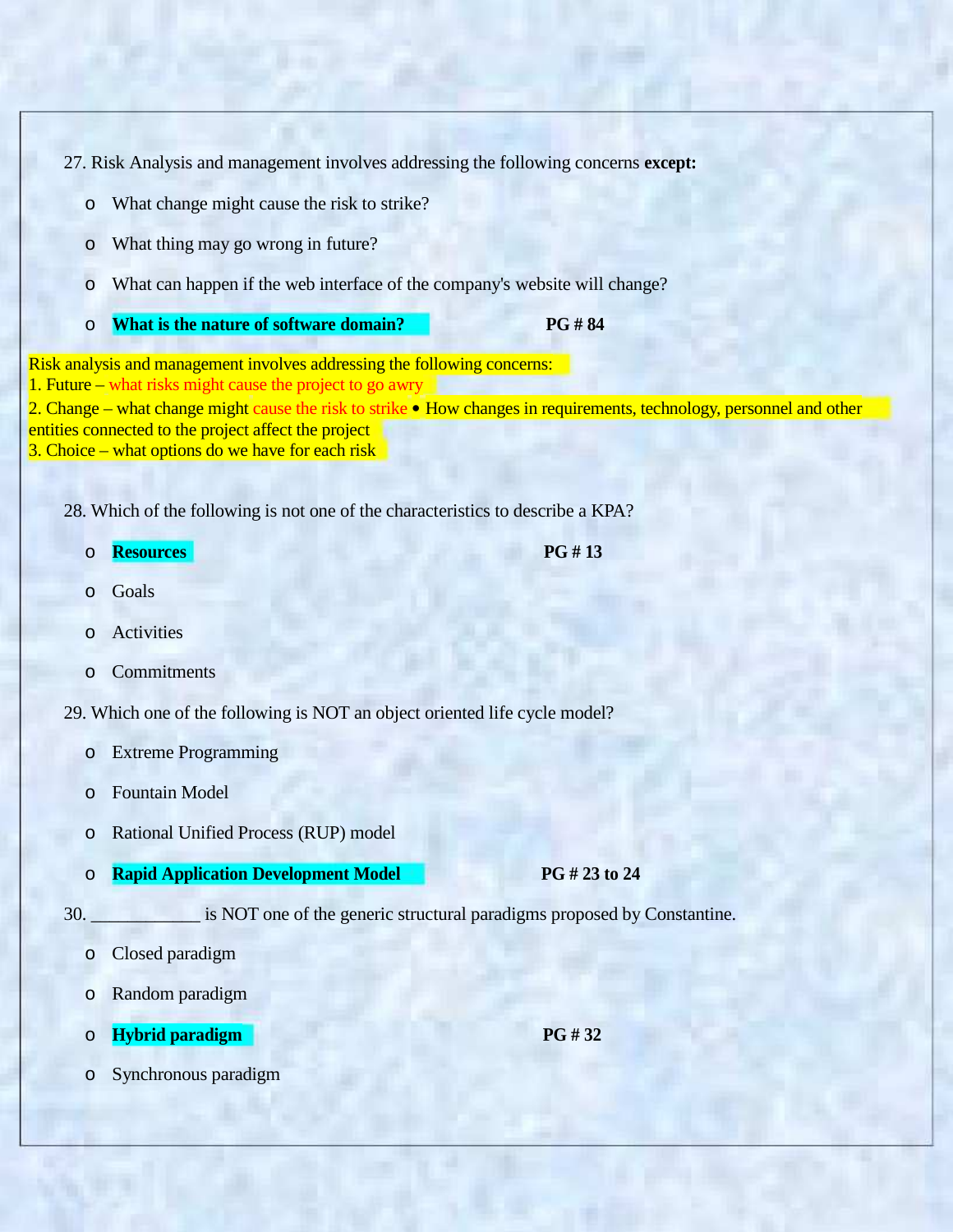27. Risk Analysis and management involves addressing the following concerns **except:**

- What change might cause the risk to strike?
- What thing may go wrong in future?
- What can happen if the web interface of the company's website will change?
- **What is the nature of software domain?** **PG # 84**

Risk analysis and management involves addressing the following concerns:
1. Future – what risks might cause the project to go awry
2. Change – what change might cause the risk to strike • How changes in requirements, technology, personnel and other entities connected to the project affect the project
3. Choice – what options do we have for each risk

28. Which of the following is not one of the characteristics to describe a KPA?

- **Resources** **PG # 13**
- Goals
- Activities
- Commitments

29. Which one of the following is NOT an object oriented life cycle model?

- Extreme Programming
- Fountain Model
- Rational Unified Process (RUP) model
- **Rapid Application Development Model** **PG # 23 to 24**

30. ____________ is NOT one of the generic structural paradigms proposed by Constantine.

- Closed paradigm
- Random paradigm
- **Hybrid paradigm** **PG # 32**
- Synchronous paradigm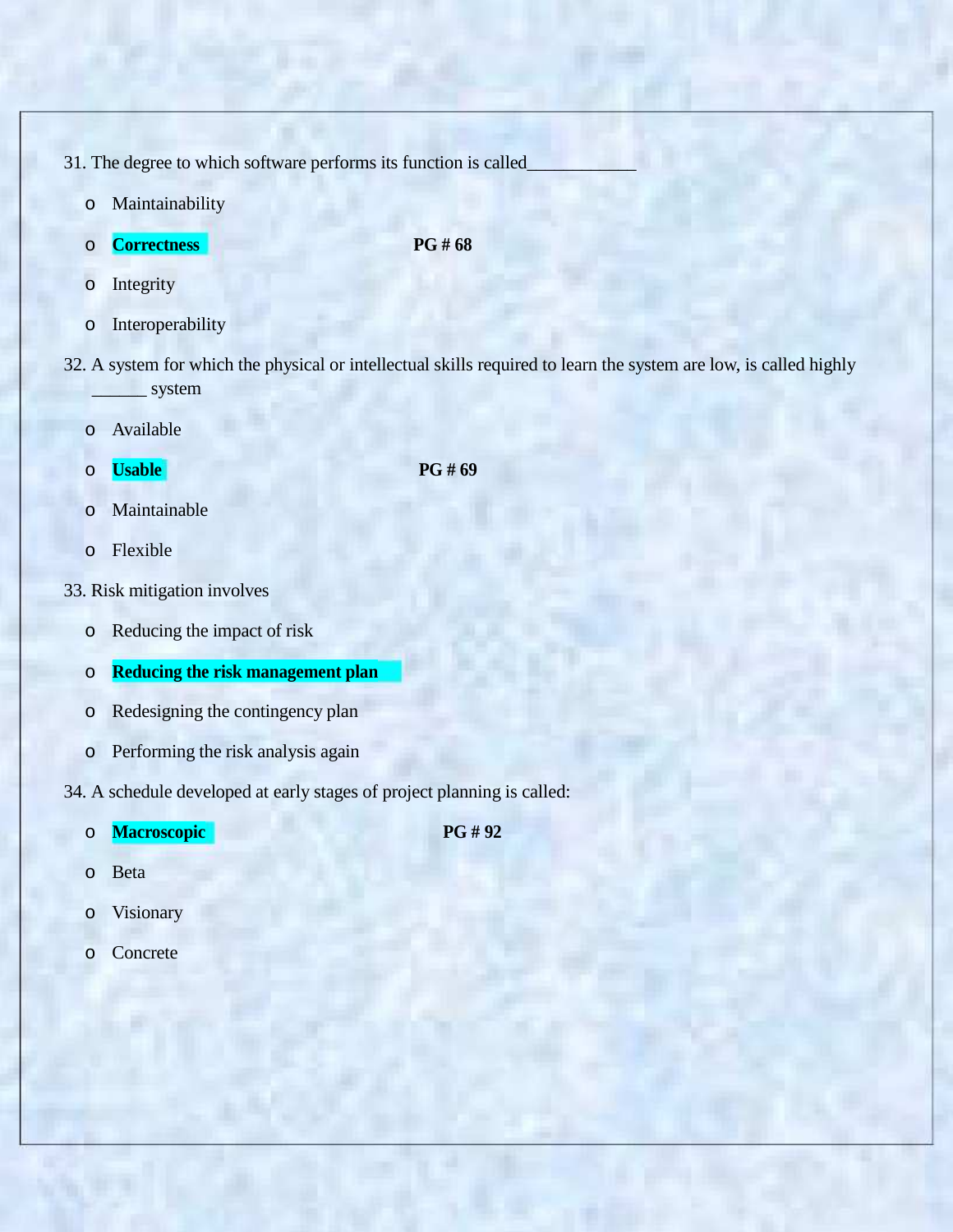31. The degree to which software performs its function is called____________

- Maintainability
- **Correctness** **PG # 68**
- Integrity
- Interoperability

32. A system for which the physical or intellectual skills required to learn the system are low, is called highly ______ system

- Available
- **Usable** **PG # 69**
- Maintainable
- Flexible

33. Risk mitigation involves

- Reducing the impact of risk
- **Reducing the risk management plan**
- Redesigning the contingency plan
- Performing the risk analysis again

34. A schedule developed at early stages of project planning is called:

- **Macroscopic** **PG # 92**
- Beta
- Visionary
- Concrete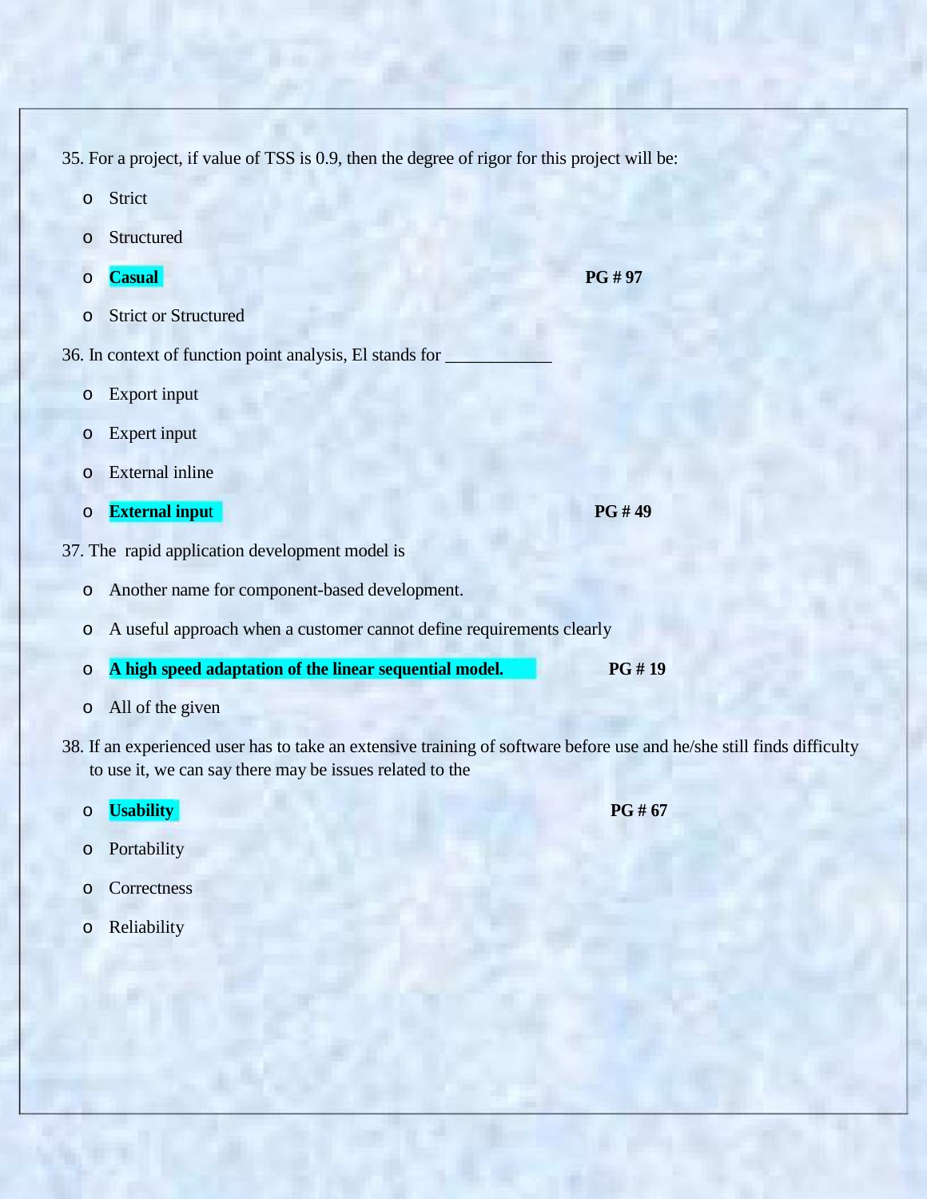35. For a project, if value of TSS is 0.9, then the degree of rigor for this project will be:

- Strict
- Structured
- **Casual** **PG # 97**
- Strict or Structured

36. In context of function point analysis, El stands for ____________

- Export input
- Expert input
- External inline
- **External input** **PG # 49**

37. The rapid application development model is

- Another name for component-based development.
- A useful approach when a customer cannot define requirements clearly
- **A high speed adaptation of the linear sequential model.** **PG # 19**
- All of the given

38. If an experienced user has to take an extensive training of software before use and he/she still finds difficulty to use it, we can say there may be issues related to the

- **Usability** **PG # 67**
- Portability
- Correctness
- Reliability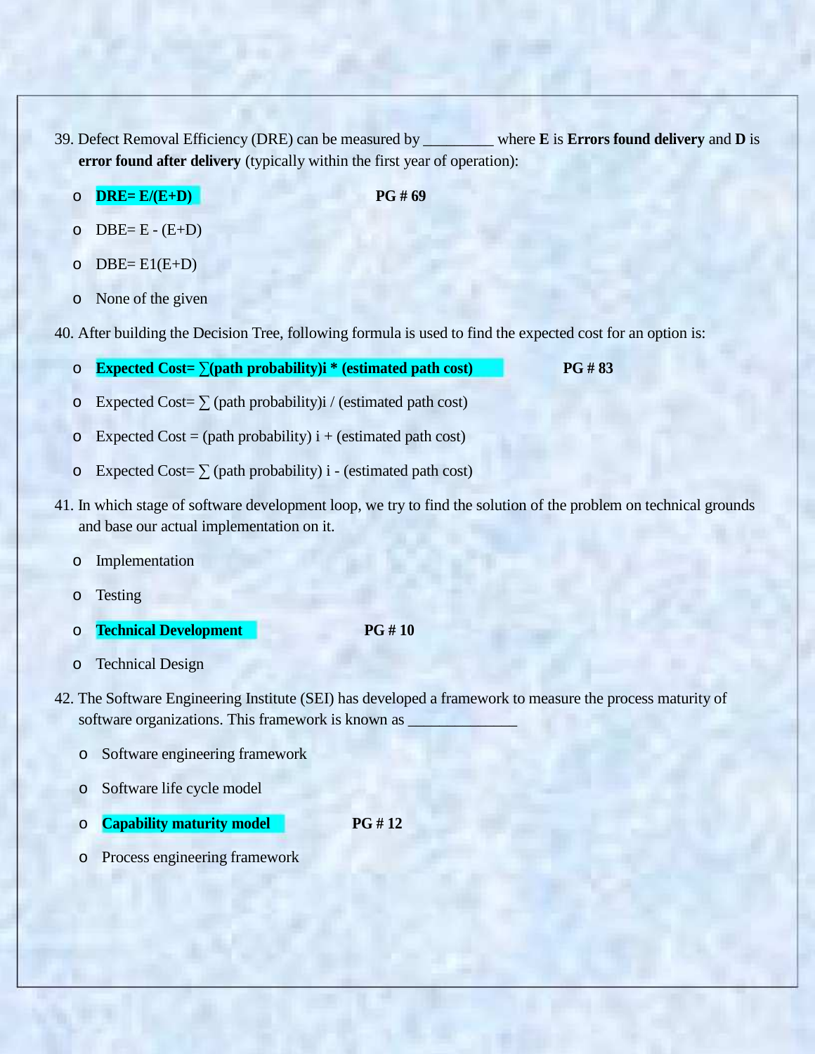39. Defect Removal Efficiency (DRE) can be measured by _________ where **E** is **Errors found delivery** and **D** is **error found after delivery** (typically within the first year of operation):

   - **DRE= E/(E+D)** **PG # 69**
   - DBE= E - (E+D)
   - DBE= E1(E+D)
   - None of the given

40. After building the Decision Tree, following formula is used to find the expected cost for an option is:

   - **Expected Cost= ∑(path probability)i * (estimated path cost)** **PG # 83**
   - Expected Cost= ∑ (path probability)i / (estimated path cost)
   - Expected Cost = (path probability) i + (estimated path cost)
   - Expected Cost= ∑ (path probability) i - (estimated path cost)

41. In which stage of software development loop, we try to find the solution of the problem on technical grounds and base our actual implementation on it.

   - Implementation
   - Testing
   - **Technical Development** **PG # 10**
   - Technical Design

42. The Software Engineering Institute (SEI) has developed a framework to measure the process maturity of software organizations. This framework is known as ______________

   - Software engineering framework
   - Software life cycle model
   - **Capability maturity model** **PG # 12**
   - Process engineering framework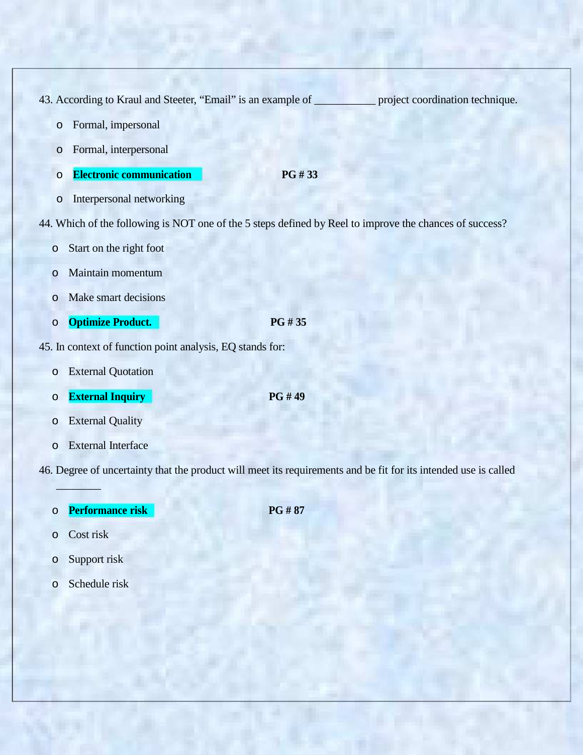43. According to Kraul and Steeter, “Email” is an example of ___________ project coordination technique.

- Formal, impersonal
- Formal, interpersonal
- **Electronic communication** **PG # 33**
- Interpersonal networking

44. Which of the following is NOT one of the 5 steps defined by Reel to improve the chances of success?

- Start on the right foot
- Maintain momentum
- Make smart decisions
- **Optimize Product.** **PG # 35**

45. In context of function point analysis, EQ stands for:

- External Quotation
- **External Inquiry** **PG # 49**
- External Quality
- External Interface

46. Degree of uncertainty that the product will meet its requirements and be fit for its intended use is called ________

- **Performance risk** **PG # 87**
- Cost risk
- Support risk
- Schedule risk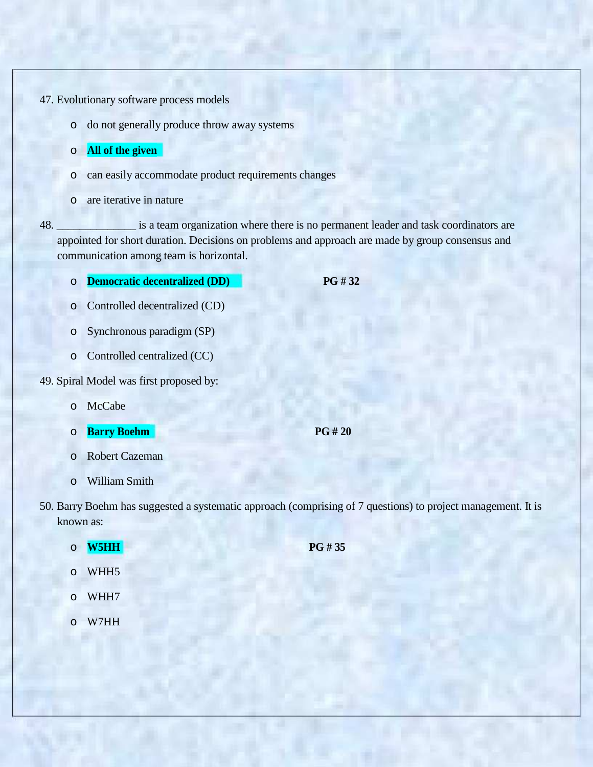47. Evolutionary software process models

   - do not generally produce throw away systems
   - **All of the given**
   - can easily accommodate product requirements changes
   - are iterative in nature

48. ______________ is a team organization where there is no permanent leader and task coordinators are appointed for short duration. Decisions on problems and approach are made by group consensus and communication among team is horizontal.

   - **Democratic decentralized (DD)** **PG # 32**
   - Controlled decentralized (CD)
   - Synchronous paradigm (SP)
   - Controlled centralized (CC)

49. Spiral Model was first proposed by:

   - McCabe
   - **Barry Boehm** **PG # 20**
   - Robert Cazeman
   - William Smith

50. Barry Boehm has suggested a systematic approach (comprising of 7 questions) to project management. It is known as:

   - **W5HH** **PG # 35**
   - WHH5
   - WHH7
   - W7HH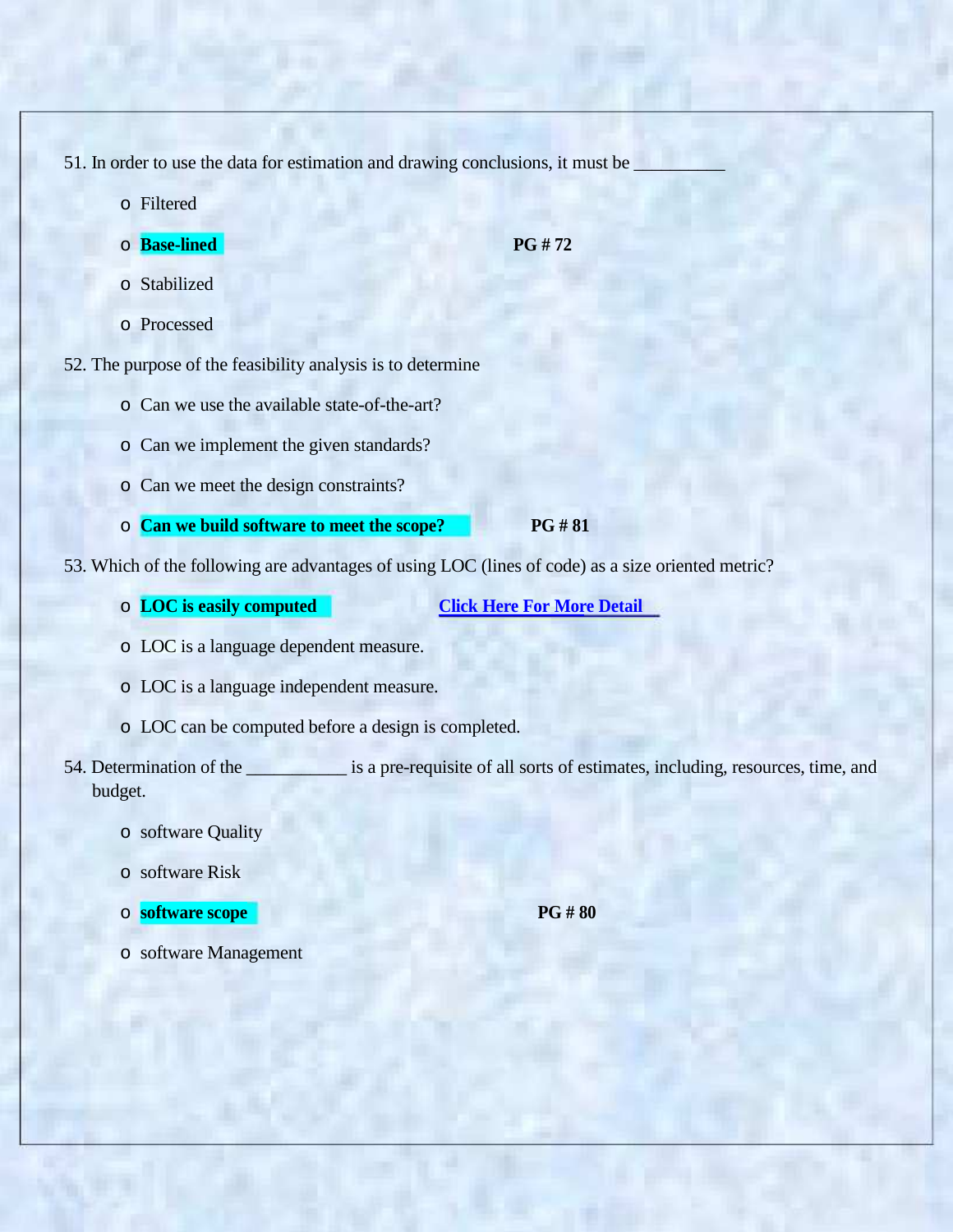51. In order to use the data for estimation and drawing conclusions, it must be __________

   - Filtered
   - **Base-lined** **PG # 72**
   - Stabilized
   - Processed

52. The purpose of the feasibility analysis is to determine

   - Can we use the available state-of-the-art?
   - Can we implement the given standards?
   - Can we meet the design constraints?
   - **Can we build software to meet the scope?** **PG # 81**

53. Which of the following are advantages of using LOC (lines of code) as a size oriented metric?

   - **LOC is easily computed** **Click Here For More Detail**
   - LOC is a language dependent measure.
   - LOC is a language independent measure.
   - LOC can be computed before a design is completed.

54. Determination of the ___________ is a pre-requisite of all sorts of estimates, including, resources, time, and budget.

   - software Quality
   - software Risk
   - **software scope** **PG # 80**
   - software Management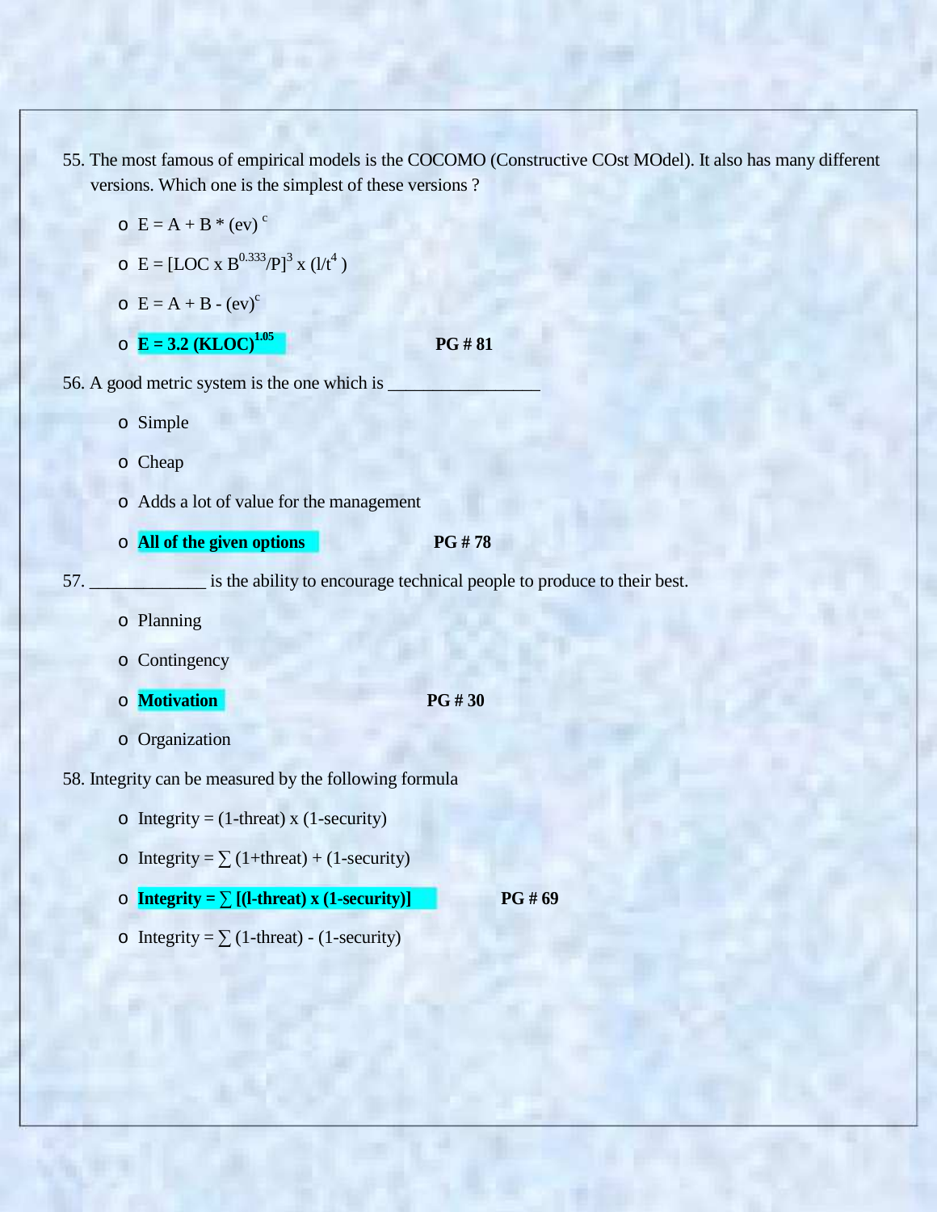55. The most famous of empirical models is the COCOMO (Constructive COst MOdel). It also has many different versions. Which one is the simplest of these versions ?

- $E = A + B * (ev)^{c}$
- $E = [LOC \times B^{0.333}/P]^{3} \times (l/t^{4})$
- $E = A + B - (ev)^{c}$
- **$E = 3.2\ (KLOC)^{1.05}$** **PG # 81**

56. A good metric system is the one which is ________________

- Simple
- Cheap
- Adds a lot of value for the management
- **All of the given options** **PG # 78**

57. ____________ is the ability to encourage technical people to produce to their best.

- Planning
- Contingency
- **Motivation** **PG # 30**
- Organization

58. Integrity can be measured by the following formula

- Integrity = (1-threat) x (1-security)
- Integrity = $\sum$ (1+threat) + (1-security)
- **Integrity = $\sum$ [(l-threat) x (1-security)]** **PG # 69**
- Integrity = $\sum$ (1-threat) - (1-security)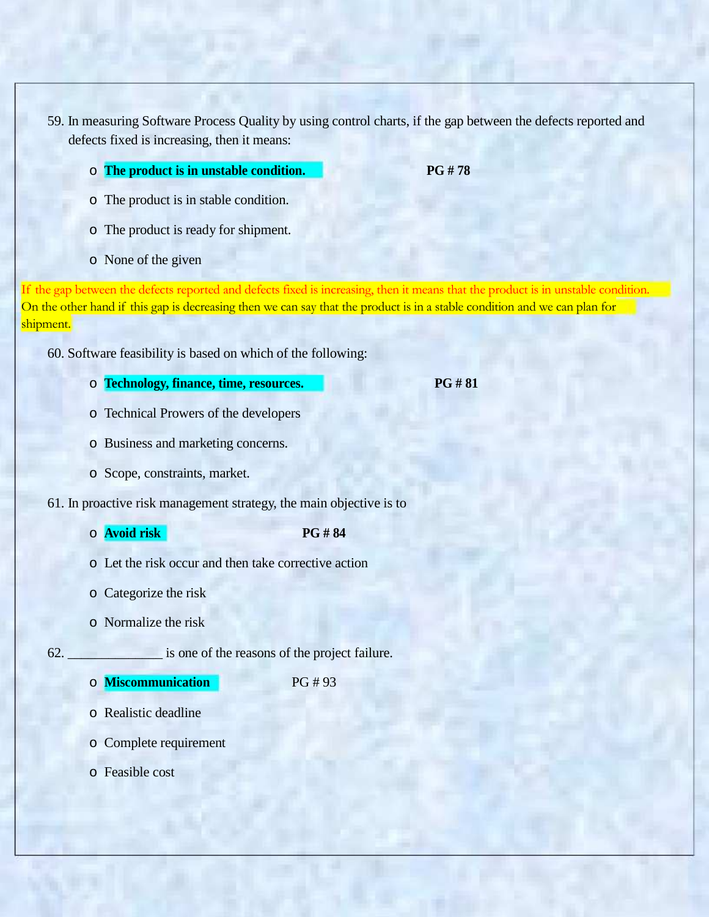59. In measuring Software Process Quality by using control charts, if the gap between the defects reported and defects fixed is increasing, then it means:

- **The product is in unstable condition.** **PG # 78**
- The product is in stable condition.
- The product is ready for shipment.
- None of the given

If the gap between the defects reported and defects fixed is increasing, then it means that the product is in unstable condition. On the other hand if this gap is decreasing then we can say that the product is in a stable condition and we can plan for shipment.

60. Software feasibility is based on which of the following:

- **Technology, finance, time, resources.** **PG # 81**
- Technical Prowers of the developers
- Business and marketing concerns.
- Scope, constraints, market.

61. In proactive risk management strategy, the main objective is to

- **Avoid risk** **PG # 84**
- Let the risk occur and then take corrective action
- Categorize the risk
- Normalize the risk

62. ______________ is one of the reasons of the project failure.

- **Miscommunication** PG # 93
- Realistic deadline
- Complete requirement
- Feasible cost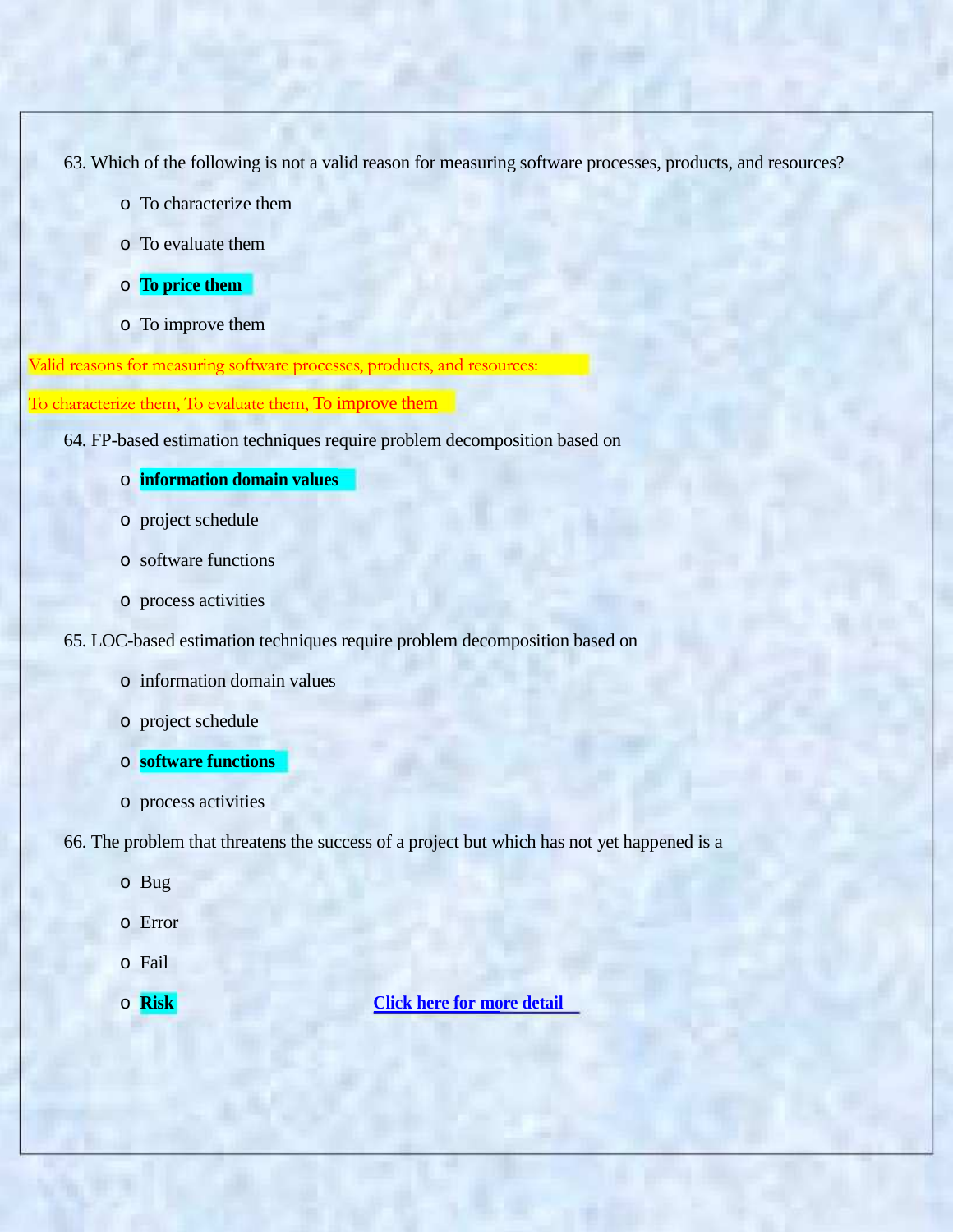63. Which of the following is not a valid reason for measuring software processes, products, and resources?

- To characterize them
- To evaluate them
- **To price them**
- To improve them

Valid reasons for measuring software processes, products, and resources:

To characterize them, To evaluate them, To improve them

64. FP-based estimation techniques require problem decomposition based on

- **information domain values**
- project schedule
- software functions
- process activities

65. LOC-based estimation techniques require problem decomposition based on

- information domain values
- project schedule
- **software functions**
- process activities

66. The problem that threatens the success of a project but which has not yet happened is a

- Bug
- Error
- Fail
- **Risk**

**Click here for more detail**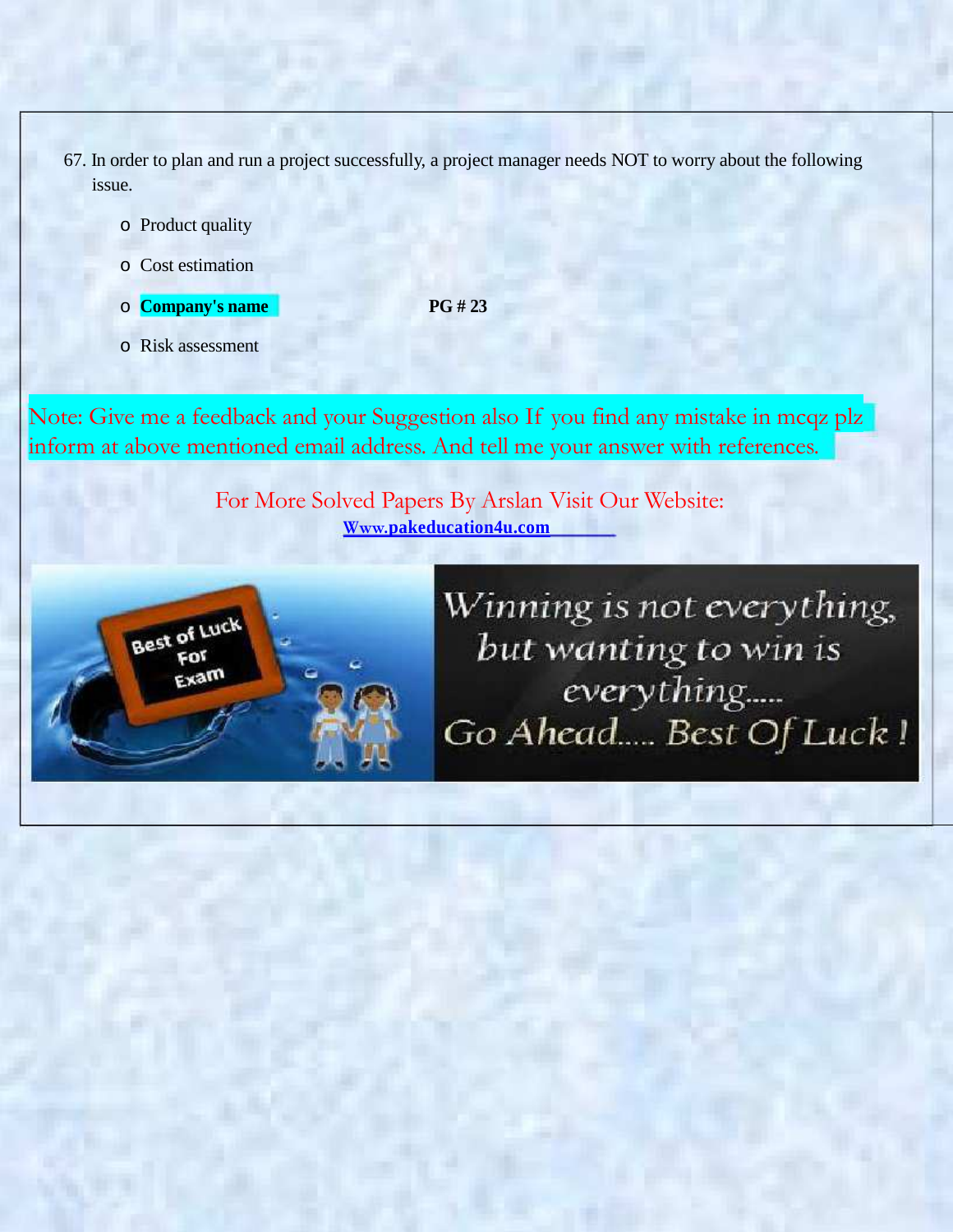67. In order to plan and run a project successfully, a project manager needs NOT to worry about the following issue.

- Product quality
- Cost estimation
- **Company's name** **PG # 23**
- Risk assessment

Note: Give me a feedback and your Suggestion also If you find any mistake in mcqz plz inform at above mentioned email address. And tell me your answer with references.

For More Solved Papers By Arslan Visit Our Website:
**Www.pakeducation4u.com**

Best of Luck For Exam

Winning is not everything, but wanting to win is everything..... Go Ahead..... Best Of Luck !